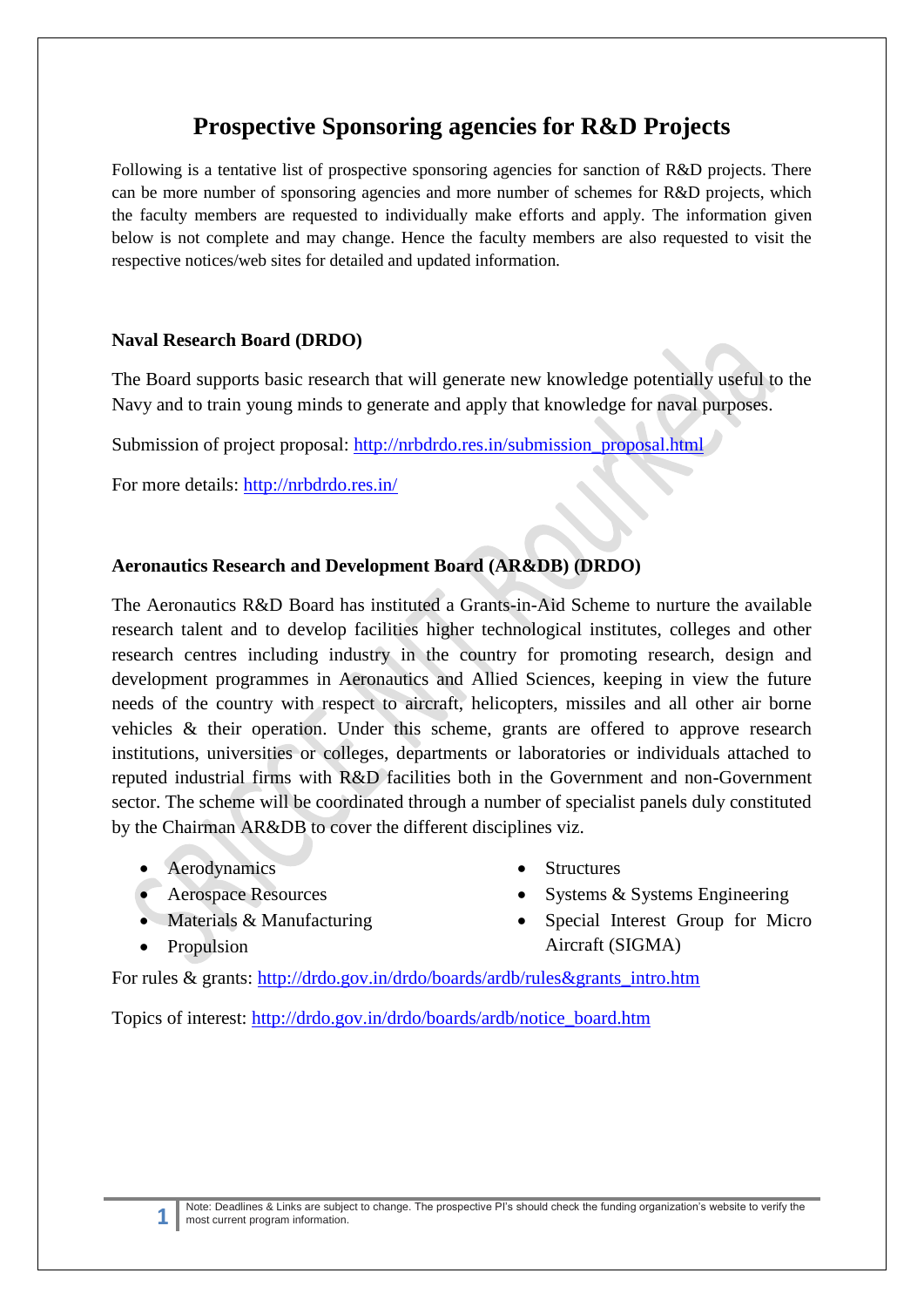# Prospective Sponsoring agencies for R&D Projects

Following is a tentative list of prospective sponsoring agencies for sanction of R&D projects. There can be more number of sponsoring agencies and more number of schemes for R&D projects, which the faculty members are requested to individually make efforts and apply. The information given below is not complete and may change. Hence the faculty members are also requested to visit the respective notices/web sites for detailed and updated information.

### Naval Research Board (DRDO)

The Board supports basic research that will generate new knowledge potentially useful to the Navy and to train young minds to generate and apply that knowledge for naval purposes.

Submission of project proposal: http://nrbdrdo.res.in/submission_proposal.html

For more details: http://nrbdrdo.res.in/

### Aeronautics Research and Development Board (AR&DB) (DRDO)

The Aeronautics R&D Board has instituted a Grants-in-Aid Scheme to nurture the available research talent and to develop facilities higher technological institutes, colleges and other research centres including industry in the country for promoting research, design and development programmes in Aeronautics and Allied Sciences, keeping in view the future needs of the country with respect to aircraft, helicopters, missiles and all other air borne vehicles & their operation. Under this scheme, grants are offered to approve research institutions, universities or colleges, departments or laboratories or individuals attached to reputed industrial firms with R&D facilities both in the Government and non-Government sector. The scheme will be coordinated through a number of specialist panels duly constituted by the Chairman AR&DB to cover the different disciplines viz.

- Aerodynamics
- Aerospace Resources
- Materials & Manufacturing
- Propulsion
- Structures
- Systems & Systems Engineering
- Special Interest Group for Micro Aircraft (SIGMA)

For rules & grants: http://drdo.gov.in/drdo/boards/ardb/rules&grants_intro.htm

Topics of interest: http://drdo.gov.in/drdo/boards/ardb/notice_board.htm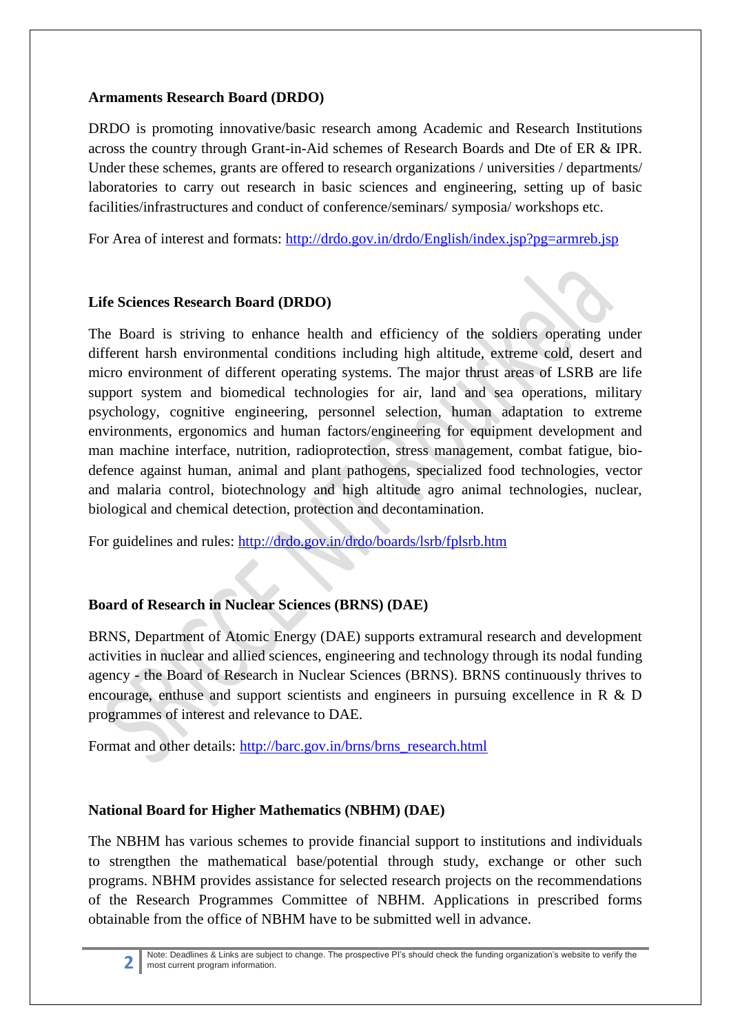**Armaments Research Board (DRDO)**

DRDO is promoting innovative/basic research among Academic and Research Institutions across the country through Grant-in-Aid schemes of Research Boards and Dte of ER & IPR. Under these schemes, grants are offered to research organizations / universities / departments/ laboratories to carry out research in basic sciences and engineering, setting up of basic facilities/infrastructures and conduct of conference/seminars/ symposia/ workshops etc.

For Area of interest and formats: http://drdo.gov.in/drdo/English/index.jsp?pg=armreb.jsp

**Life Sciences Research Board (DRDO)**

The Board is striving to enhance health and efficiency of the soldiers operating under different harsh environmental conditions including high altitude, extreme cold, desert and micro environment of different operating systems. The major thrust areas of LSRB are life support system and biomedical technologies for air, land and sea operations, military psychology, cognitive engineering, personnel selection, human adaptation to extreme environments, ergonomics and human factors/engineering for equipment development and man machine interface, nutrition, radioprotection, stress management, combat fatigue, bio-defence against human, animal and plant pathogens, specialized food technologies, vector and malaria control, biotechnology and high altitude agro animal technologies, nuclear, biological and chemical detection, protection and decontamination.

For guidelines and rules: http://drdo.gov.in/drdo/boards/lsrb/fplsrb.htm

**Board of Research in Nuclear Sciences (BRNS) (DAE)**

BRNS, Department of Atomic Energy (DAE) supports extramural research and development activities in nuclear and allied sciences, engineering and technology through its nodal funding agency - the Board of Research in Nuclear Sciences (BRNS). BRNS continuously thrives to encourage, enthuse and support scientists and engineers in pursuing excellence in R & D programmes of interest and relevance to DAE.

Format and other details: http://barc.gov.in/brns/brns_research.html

**National Board for Higher Mathematics (NBHM) (DAE)**

The NBHM has various schemes to provide financial support to institutions and individuals to strengthen the mathematical base/potential through study, exchange or other such programs. NBHM provides assistance for selected research projects on the recommendations of the Research Programmes Committee of NBHM. Applications in prescribed forms obtainable from the office of NBHM have to be submitted well in advance.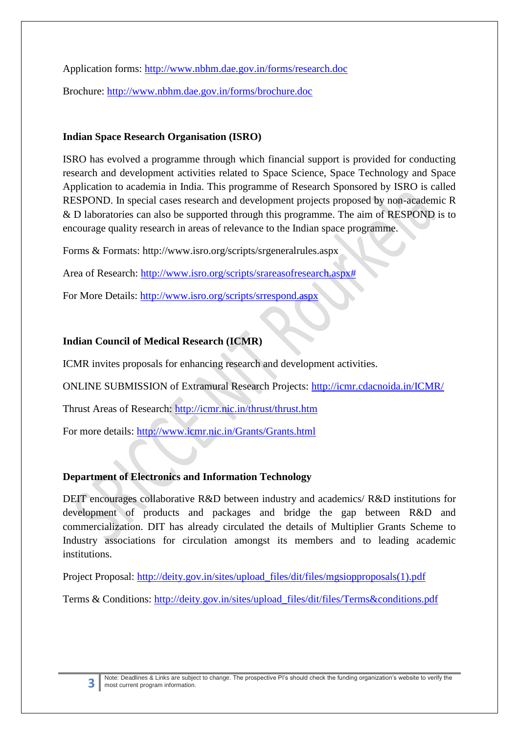Application forms: http://www.nbhm.dae.gov.in/forms/research.doc

Brochure: http://www.nbhm.dae.gov.in/forms/brochure.doc

**Indian Space Research Organisation (ISRO)**

ISRO has evolved a programme through which financial support is provided for conducting research and development activities related to Space Science, Space Technology and Space Application to academia in India. This programme of Research Sponsored by ISRO is called RESPOND. In special cases research and development projects proposed by non-academic R & D laboratories can also be supported through this programme. The aim of RESPOND is to encourage quality research in areas of relevance to the Indian space programme.

Forms & Formats: http://www.isro.org/scripts/srgeneralrules.aspx

Area of Research: http://www.isro.org/scripts/srareasofresearch.aspx#

For More Details: http://www.isro.org/scripts/srrespond.aspx

**Indian Council of Medical Research (ICMR)**

ICMR invites proposals for enhancing research and development activities.

ONLINE SUBMISSION of Extramural Research Projects: http://icmr.cdacnoida.in/ICMR/

Thrust Areas of Research: http://icmr.nic.in/thrust/thrust.htm

For more details: http://www.icmr.nic.in/Grants/Grants.html

**Department of Electronics and Information Technology**

DEIT encourages collaborative R&D between industry and academics/ R&D institutions for development of products and packages and bridge the gap between R&D and commercialization. DIT has already circulated the details of Multiplier Grants Scheme to Industry associations for circulation amongst its members and to leading academic institutions.

Project Proposal: http://deity.gov.in/sites/upload_files/dit/files/mgsioppropos als(1).pdf

Terms & Conditions: http://deity.gov.in/sites/upload_files/dit/files/Terms&conditions.pdf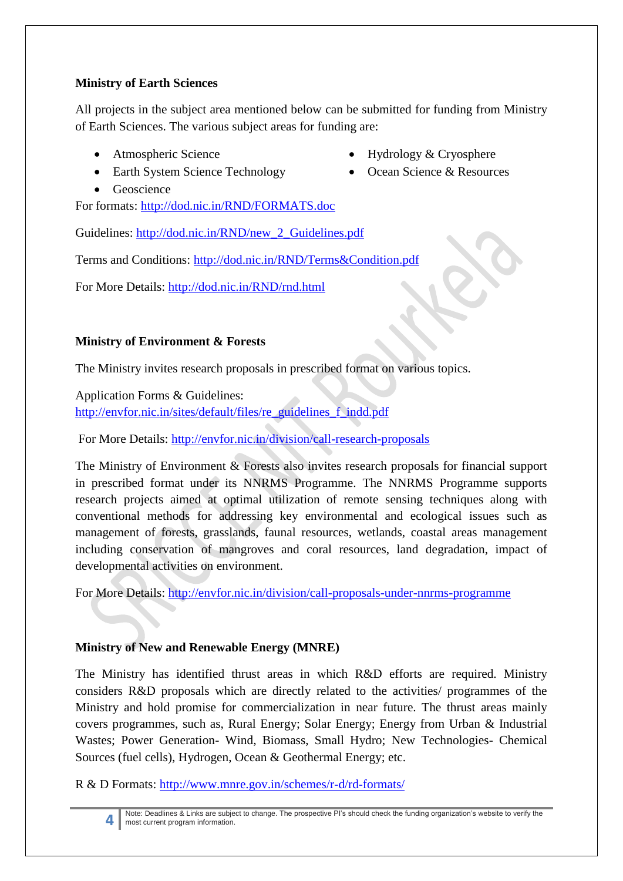**Ministry of Earth Sciences**

All projects in the subject area mentioned below can be submitted for funding from Ministry of Earth Sciences. The various subject areas for funding are:

- Atmospheric Science
- Earth System Science Technology
- Geoscience
- Hydrology & Cryosphere
- Ocean Science & Resources

For formats: http://dod.nic.in/RND/FORMATS.doc

Guidelines: http://dod.nic.in/RND/new_2_Guidelines.pdf

Terms and Conditions: http://dod.nic.in/RND/Terms&Condition.pdf

For More Details: http://dod.nic.in/RND/rnd.html

**Ministry of Environment & Forests**

The Ministry invites research proposals in prescribed format on various topics.

Application Forms & Guidelines:
http://envfor.nic.in/sites/default/files/re_guidelines_f_indd.pdf

For More Details: http://envfor.nic.in/division/call-research-proposals

The Ministry of Environment & Forests also invites research proposals for financial support in prescribed format under its NNRMS Programme. The NNRMS Programme supports research projects aimed at optimal utilization of remote sensing techniques along with conventional methods for addressing key environmental and ecological issues such as management of forests, grasslands, faunal resources, wetlands, coastal areas management including conservation of mangroves and coral resources, land degradation, impact of developmental activities on environment.

For More Details: http://envfor.nic.in/division/call-proposals-under-nnrms-programme

**Ministry of New and Renewable Energy (MNRE)**

The Ministry has identified thrust areas in which R&D efforts are required. Ministry considers R&D proposals which are directly related to the activities/ programmes of the Ministry and hold promise for commercialization in near future. The thrust areas mainly covers programmes, such as, Rural Energy; Solar Energy; Energy from Urban & Industrial Wastes; Power Generation- Wind, Biomass, Small Hydro; New Technologies- Chemical Sources (fuel cells), Hydrogen, Ocean & Geothermal Energy; etc.

R & D Formats: http://www.mnre.gov.in/schemes/r-d/rd-formats/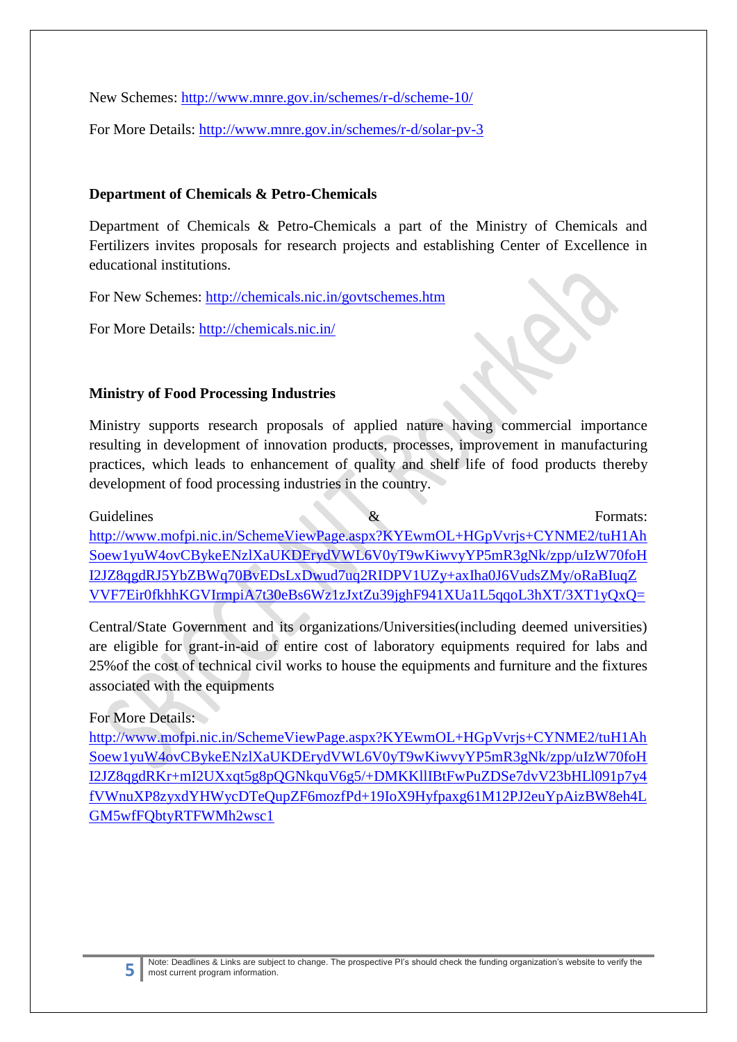New Schemes: http://www.mnre.gov.in/schemes/r-d/scheme-10/

For More Details: http://www.mnre.gov.in/schemes/r-d/solar-pv-3

**Department of Chemicals & Petro-Chemicals**

Department of Chemicals & Petro-Chemicals a part of the Ministry of Chemicals and Fertilizers invites proposals for research projects and establishing Center of Excellence in educational institutions.

For New Schemes: http://chemicals.nic.in/govtschemes.htm

For More Details: http://chemicals.nic.in/

**Ministry of Food Processing Industries**

Ministry supports research proposals of applied nature having commercial importance resulting in development of innovation products, processes, improvement in manufacturing practices, which leads to enhancement of quality and shelf life of food products thereby development of food processing industries in the country.

Guidelines & Formats: http://www.mofpi.nic.in/SchemeViewPage.aspx?KYEwmOL+HGpVvrjs+CYNME2/tuH1AhSoew1yuW4ovCBykeENzlXaUKDErydVWL6V0yT9wKiwvyYP5mR3gNk/zpp/uIzW70foHI2JZ8qgdRJ5YbZBWq70BvEDsLxDwud7uq2RIDPV1UZy+axIha0J6VudsZMy/oRaBIuqZVVF7Eir0fkhhKGVIrmpiA7t30eBs6Wz1zJxtZu39jghF941XUa1L5qqoL3hXT/3XT1yQxQ=

Central/State Government and its organizations/Universities(including deemed universities) are eligible for grant-in-aid of entire cost of laboratory equipments required for labs and 25%of the cost of technical civil works to house the equipments and furniture and the fixtures associated with the equipments

For More Details: http://www.mofpi.nic.in/SchemeViewPage.aspx?KYEwmOL+HGpVvrjs+CYNME2/tuH1AhSoew1yuW4ovCBykeENzlXaUKDErydVWL6V0yT9wKiwvyYP5mR3gNk/zpp/uIzW70foHI2JZ8qgdRKr+mI2UXxqt5g8pQGNkquV6g5/+DMKKllIBtFwPuZDSe7dvV23bHLl091p7y4fVWnuXP8zyxdYHWycDTeQupZF6mozfPd+19IoX9Hyfpaxg61M12PJ2euYpAizBW8eh4LGM5wfFQbtyRTFWMh2wsc1

Note: Deadlines & Links are subject to change. The prospective PI's should check the funding organization's website to verify the most current program information.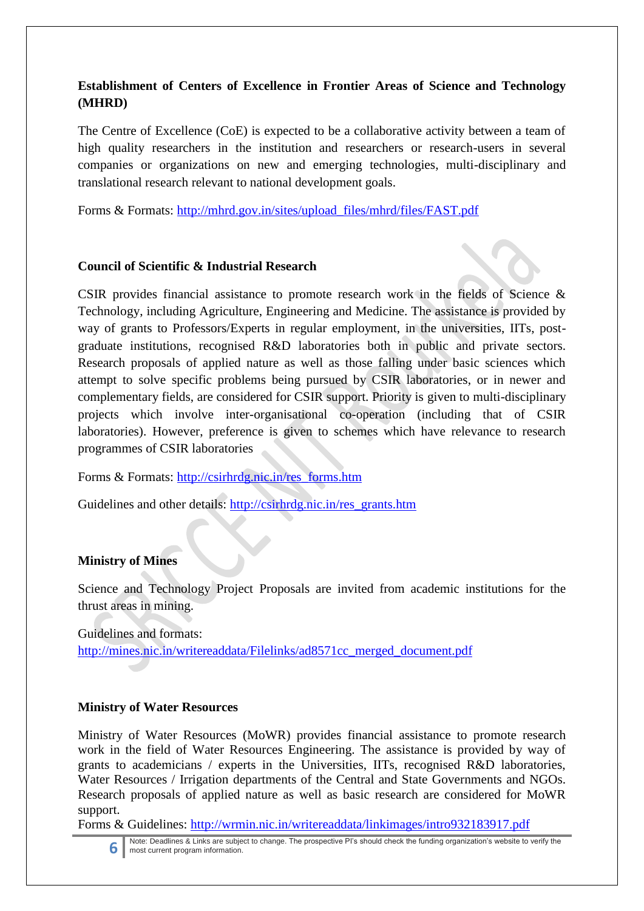**Establishment of Centers of Excellence in Frontier Areas of Science and Technology (MHRD)**

The Centre of Excellence (CoE) is expected to be a collaborative activity between a team of high quality researchers in the institution and researchers or research-users in several companies or organizations on new and emerging technologies, multi-disciplinary and translational research relevant to national development goals.

Forms & Formats: http://mhrd.gov.in/sites/upload_files/mhrd/files/FAST.pdf

**Council of Scientific & Industrial Research**

CSIR provides financial assistance to promote research work in the fields of Science & Technology, including Agriculture, Engineering and Medicine. The assistance is provided by way of grants to Professors/Experts in regular employment, in the universities, IITs, post-graduate institutions, recognised R&D laboratories both in public and private sectors. Research proposals of applied nature as well as those falling under basic sciences which attempt to solve specific problems being pursued by CSIR laboratories, or in newer and complementary fields, are considered for CSIR support. Priority is given to multi-disciplinary projects which involve inter-organisational co-operation (including that of CSIR laboratories). However, preference is given to schemes which have relevance to research programmes of CSIR laboratories

Forms & Formats: http://csirhrdg.nic.in/res_forms.htm

Guidelines and other details: http://csirhrdg.nic.in/res_grants.htm

**Ministry of Mines**

Science and Technology Project Proposals are invited from academic institutions for the thrust areas in mining.

Guidelines and formats:
http://mines.nic.in/writereaddata/Filelinks/ad8571cc_merged_document.pdf

**Ministry of Water Resources**

Ministry of Water Resources (MoWR) provides financial assistance to promote research work in the field of Water Resources Engineering. The assistance is provided by way of grants to academicians / experts in the Universities, IITs, recognised R&D laboratories, Water Resources / Irrigation departments of the Central and State Governments and NGOs. Research proposals of applied nature as well as basic research are considered for MoWR support.
Forms & Guidelines: http://wrmin.nic.in/writereaddata/linkimages/intro932183917.pdf

Note: Deadlines & Links are subject to change. The prospective PI's should check the funding organization's website to verify the most current program information.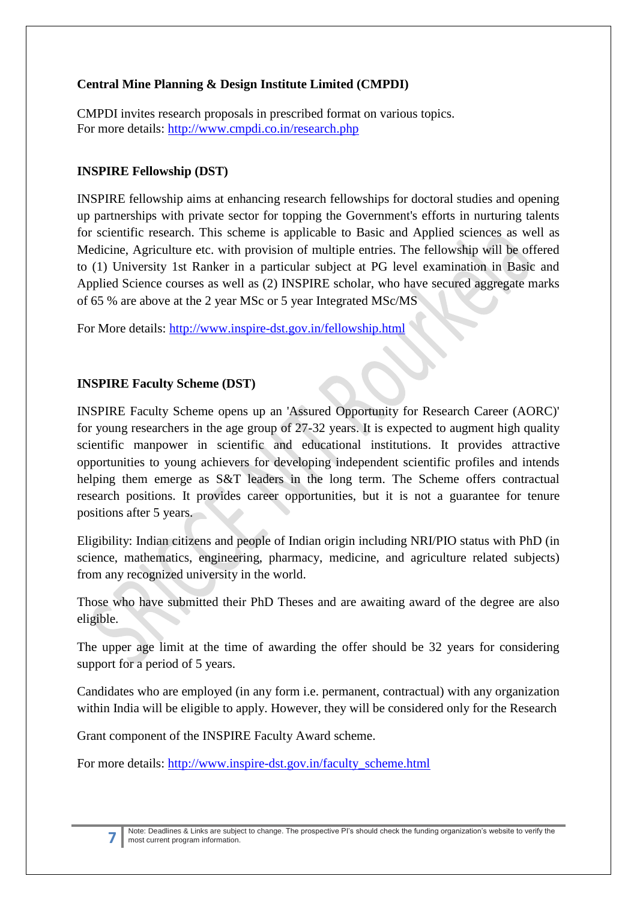**Central Mine Planning & Design Institute Limited (CMPDI)**

CMPDI invites research proposals in prescribed format on various topics.
For more details: http://www.cmpdi.co.in/research.php

**INSPIRE Fellowship (DST)**

INSPIRE fellowship aims at enhancing research fellowships for doctoral studies and opening up partnerships with private sector for topping the Government's efforts in nurturing talents for scientific research. This scheme is applicable to Basic and Applied sciences as well as Medicine, Agriculture etc. with provision of multiple entries. The fellowship will be offered to (1) University 1st Ranker in a particular subject at PG level examination in Basic and Applied Science courses as well as (2) INSPIRE scholar, who have secured aggregate marks of 65 % are above at the 2 year MSc or 5 year Integrated MSc/MS

For More details: http://www.inspire-dst.gov.in/fellowship.html

**INSPIRE Faculty Scheme (DST)**

INSPIRE Faculty Scheme opens up an 'Assured Opportunity for Research Career (AORC)' for young researchers in the age group of 27-32 years. It is expected to augment high quality scientific manpower in scientific and educational institutions. It provides attractive opportunities to young achievers for developing independent scientific profiles and intends helping them emerge as S&T leaders in the long term. The Scheme offers contractual research positions. It provides career opportunities, but it is not a guarantee for tenure positions after 5 years.

Eligibility: Indian citizens and people of Indian origin including NRI/PIO status with PhD (in science, mathematics, engineering, pharmacy, medicine, and agriculture related subjects) from any recognized university in the world.

Those who have submitted their PhD Theses and are awaiting award of the degree are also eligible.

The upper age limit at the time of awarding the offer should be 32 years for considering support for a period of 5 years.

Candidates who are employed (in any form i.e. permanent, contractual) with any organization within India will be eligible to apply. However, they will be considered only for the Research

Grant component of the INSPIRE Faculty Award scheme.

For more details: http://www.inspire-dst.gov.in/faculty_scheme.html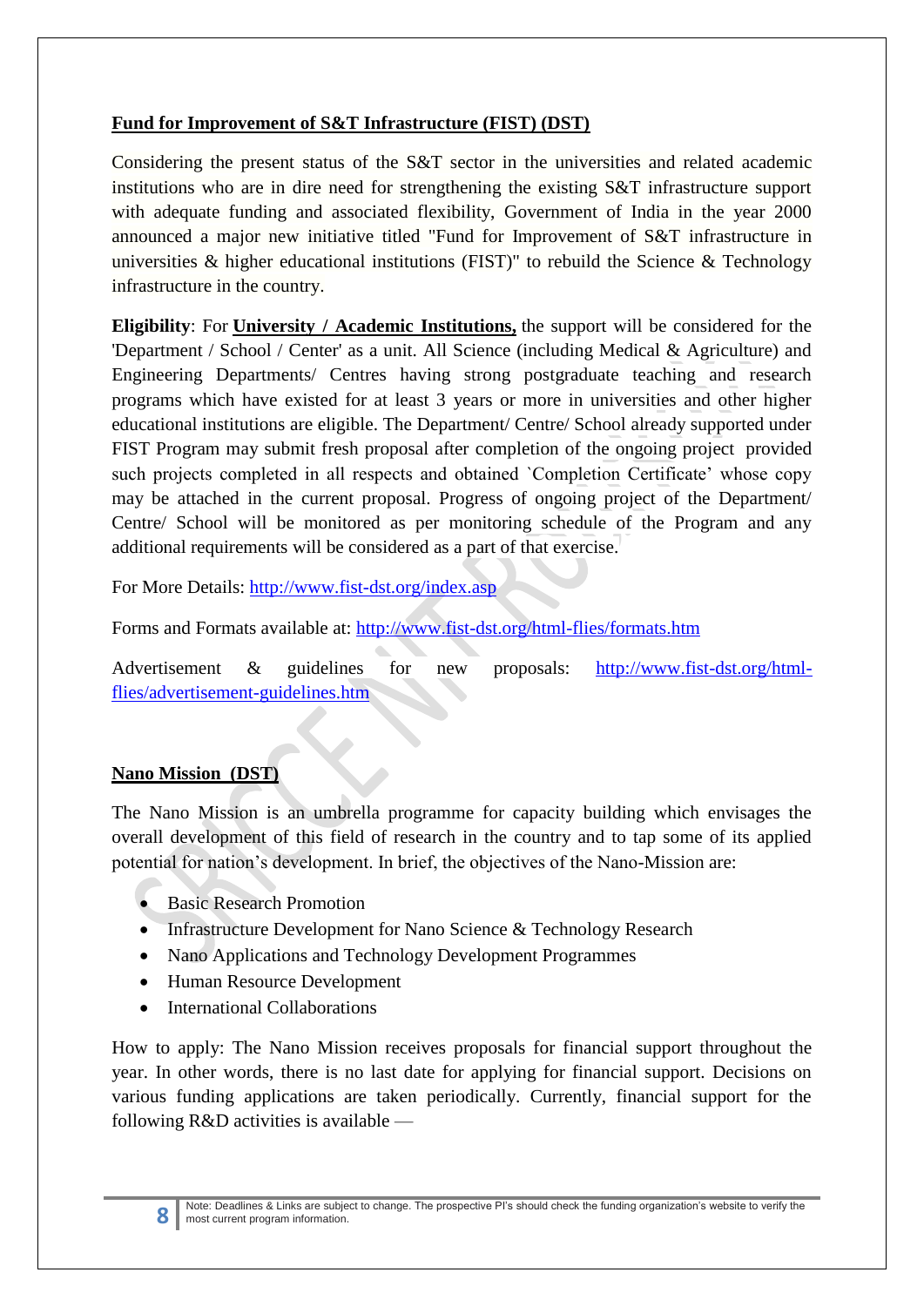**Fund for Improvement of S&T Infrastructure (FIST) (DST)**

Considering the present status of the S&T sector in the universities and related academic institutions who are in dire need for strengthening the existing S&T infrastructure support with adequate funding and associated flexibility, Government of India in the year 2000 announced a major new initiative titled "Fund for Improvement of S&T infrastructure in universities & higher educational institutions (FIST)" to rebuild the Science & Technology infrastructure in the country.

**Eligibility**: For **University / Academic Institutions,** the support will be considered for the 'Department / School / Center' as a unit. All Science (including Medical & Agriculture) and Engineering Departments/ Centres having strong postgraduate teaching and research programs which have existed for at least 3 years or more in universities and other higher educational institutions are eligible. The Department/ Centre/ School already supported under FIST Program may submit fresh proposal after completion of the ongoing project provided such projects completed in all respects and obtained `Completion Certificate' whose copy may be attached in the current proposal. Progress of ongoing project of the Department/ Centre/ School will be monitored as per monitoring schedule of the Program and any additional requirements will be considered as a part of that exercise.

For More Details: http://www.fist-dst.org/index.asp

Forms and Formats available at: http://www.fist-dst.org/html-flies/formats.htm

Advertisement & guidelines for new proposals: http://www.fist-dst.org/html-flies/advertisement-guidelines.htm

**Nano Mission (DST)**

The Nano Mission is an umbrella programme for capacity building which envisages the overall development of this field of research in the country and to tap some of its applied potential for nation's development. In brief, the objectives of the Nano-Mission are:

- Basic Research Promotion
- Infrastructure Development for Nano Science & Technology Research
- Nano Applications and Technology Development Programmes
- Human Resource Development
- International Collaborations

How to apply: The Nano Mission receives proposals for financial support throughout the year. In other words, there is no last date for applying for financial support. Decisions on various funding applications are taken periodically. Currently, financial support for the following R&D activities is available —

Note: Deadlines & Links are subject to change. The prospective PI's should check the funding organization's website to verify the most current program information.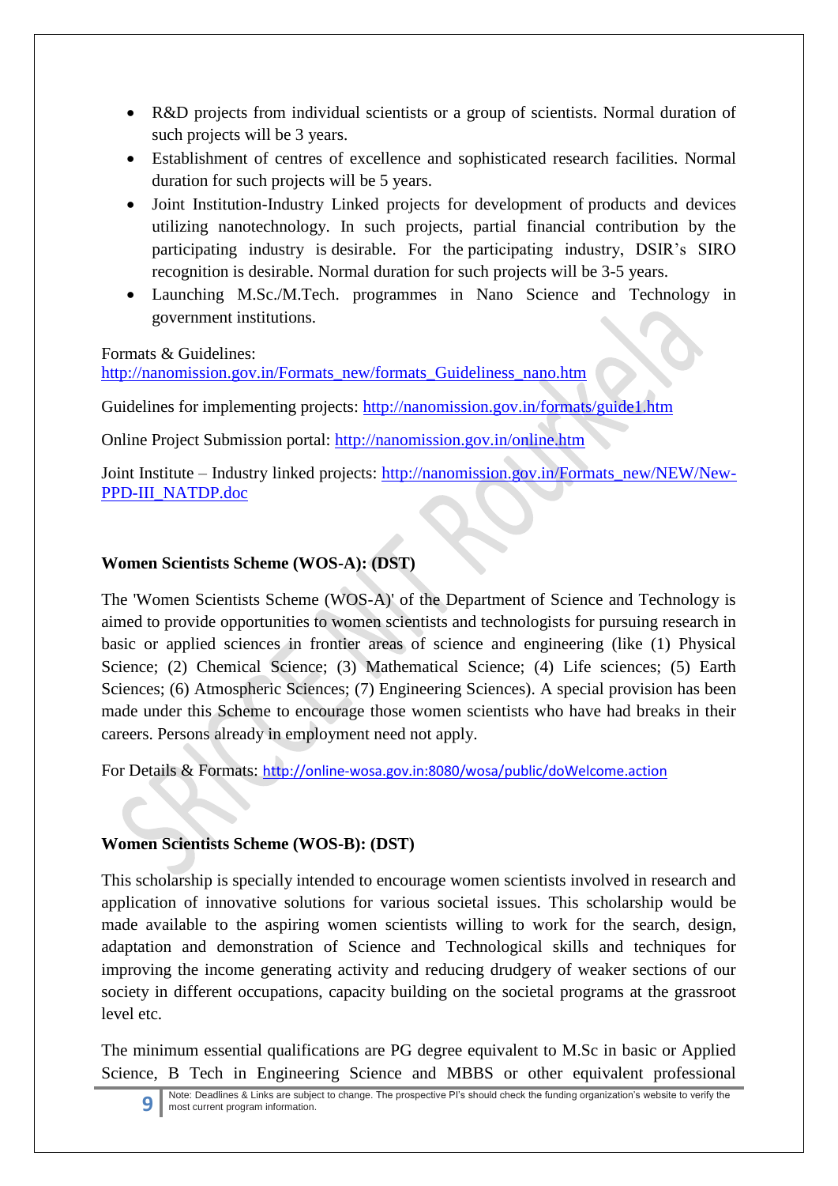- R&D projects from individual scientists or a group of scientists. Normal duration of such projects will be 3 years.
- Establishment of centres of excellence and sophisticated research facilities. Normal duration for such projects will be 5 years.
- Joint Institution-Industry Linked projects for development of products and devices utilizing nanotechnology. In such projects, partial financial contribution by the participating industry is desirable. For the participating industry, DSIR's SIRO recognition is desirable. Normal duration for such projects will be 3-5 years.
- Launching M.Sc./M.Tech. programmes in Nano Science and Technology in government institutions.

Formats & Guidelines:
http://nanomission.gov.in/Formats_new/formats_Guideliness_nano.htm

Guidelines for implementing projects: http://nanomission.gov.in/formats/guide1.htm

Online Project Submission portal: http://nanomission.gov.in/online.htm

Joint Institute – Industry linked projects: http://nanomission.gov.in/Formats_new/NEW/New-PPD-III_NATDP.doc

**Women Scientists Scheme (WOS-A): (DST)**

The 'Women Scientists Scheme (WOS-A)' of the Department of Science and Technology is aimed to provide opportunities to women scientists and technologists for pursuing research in basic or applied sciences in frontier areas of science and engineering (like (1) Physical Science; (2) Chemical Science; (3) Mathematical Science; (4) Life sciences; (5) Earth Sciences; (6) Atmospheric Sciences; (7) Engineering Sciences). A special provision has been made under this Scheme to encourage those women scientists who have had breaks in their careers. Persons already in employment need not apply.

For Details & Formats: http://online-wosa.gov.in:8080/wosa/public/doWelcome.action

**Women Scientists Scheme (WOS-B): (DST)**

This scholarship is specially intended to encourage women scientists involved in research and application of innovative solutions for various societal issues. This scholarship would be made available to the aspiring women scientists willing to work for the search, design, adaptation and demonstration of Science and Technological skills and techniques for improving the income generating activity and reducing drudgery of weaker sections of our society in different occupations, capacity building on the societal programs at the grassroot level etc.

The minimum essential qualifications are PG degree equivalent to M.Sc in basic or Applied Science, B Tech in Engineering Science and MBBS or other equivalent professional

Note: Deadlines & Links are subject to change. The prospective PI's should check the funding organization's website to verify the most current program information.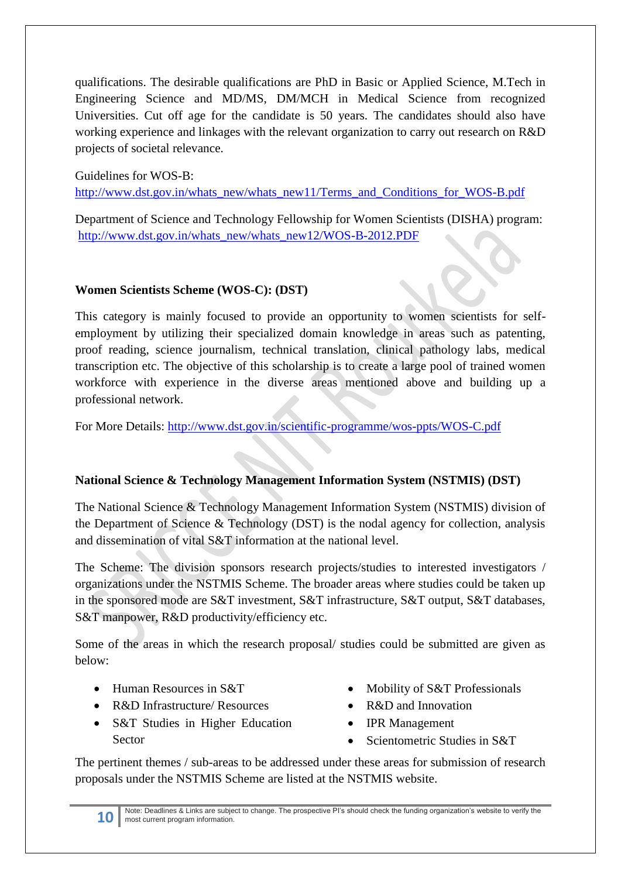qualifications. The desirable qualifications are PhD in Basic or Applied Science, M.Tech in Engineering Science and MD/MS, DM/MCH in Medical Science from recognized Universities. Cut off age for the candidate is 50 years. The candidates should also have working experience and linkages with the relevant organization to carry out research on R&D projects of societal relevance.

Guidelines for WOS-B:
http://www.dst.gov.in/whats_new/whats_new11/Terms_and_Conditions_for_WOS-B.pdf

Department of Science and Technology Fellowship for Women Scientists (DISHA) program:
http://www.dst.gov.in/whats_new/whats_new12/WOS-B-2012.PDF

**Women Scientists Scheme (WOS-C): (DST)**

This category is mainly focused to provide an opportunity to women scientists for self-employment by utilizing their specialized domain knowledge in areas such as patenting, proof reading, science journalism, technical translation, clinical pathology labs, medical transcription etc. The objective of this scholarship is to create a large pool of trained women workforce with experience in the diverse areas mentioned above and building up a professional network.

For More Details: http://www.dst.gov.in/scientific-programme/wos-ppts/WOS-C.pdf

**National Science & Technology Management Information System (NSTMIS) (DST)**

The National Science & Technology Management Information System (NSTMIS) division of the Department of Science & Technology (DST) is the nodal agency for collection, analysis and dissemination of vital S&T information at the national level.

The Scheme: The division sponsors research projects/studies to interested investigators / organizations under the NSTMIS Scheme. The broader areas where studies could be taken up in the sponsored mode are S&T investment, S&T infrastructure, S&T output, S&T databases, S&T manpower, R&D productivity/efficiency etc.

Some of the areas in which the research proposal/ studies could be submitted are given as below:

- Human Resources in S&T
- R&D Infrastructure/ Resources
- S&T Studies in Higher Education Sector
- Mobility of S&T Professionals
- R&D and Innovation
- IPR Management
- Scientometric Studies in S&T

The pertinent themes / sub-areas to be addressed under these areas for submission of research proposals under the NSTMIS Scheme are listed at the NSTMIS website.

Note: Deadlines & Links are subject to change. The prospective PI's should check the funding organization's website to verify the most current program information.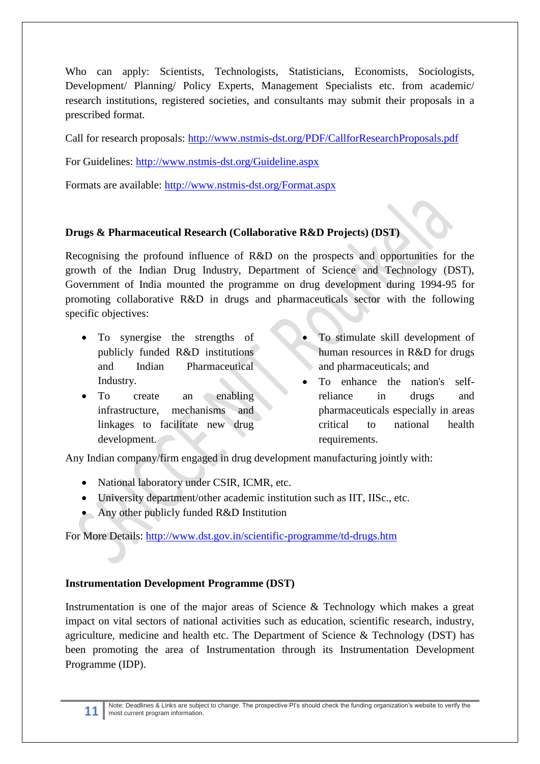Who can apply: Scientists, Technologists, Statisticians, Economists, Sociologists, Development/ Planning/ Policy Experts, Management Specialists etc. from academic/ research institutions, registered societies, and consultants may submit their proposals in a prescribed format.

Call for research proposals: http://www.nstmis-dst.org/PDF/CallforResearchProposals.pdf

For Guidelines: http://www.nstmis-dst.org/Guideline.aspx

Formats are available: http://www.nstmis-dst.org/Format.aspx

**Drugs & Pharmaceutical Research (Collaborative R&D Projects) (DST)**

Recognising the profound influence of R&D on the prospects and opportunities for the growth of the Indian Drug Industry, Department of Science and Technology (DST), Government of India mounted the programme on drug development during 1994-95 for promoting collaborative R&D in drugs and pharmaceuticals sector with the following specific objectives:

- To synergise the strengths of publicly funded R&D institutions and Indian Pharmaceutical Industry.
- To create an enabling infrastructure, mechanisms and linkages to facilitate new drug development.
- To stimulate skill development of human resources in R&D for drugs and pharmaceuticals; and
- To enhance the nation's self-reliance in drugs and pharmaceuticals especially in areas critical to national health requirements.

Any Indian company/firm engaged in drug development manufacturing jointly with:

- National laboratory under CSIR, ICMR, etc.
- University department/other academic institution such as IIT, IISc., etc.
- Any other publicly funded R&D Institution

For More Details: http://www.dst.gov.in/scientific-programme/td-drugs.htm

**Instrumentation Development Programme (DST)**

Instrumentation is one of the major areas of Science & Technology which makes a great impact on vital sectors of national activities such as education, scientific research, industry, agriculture, medicine and health etc. The Department of Science & Technology (DST) has been promoting the area of Instrumentation through its Instrumentation Development Programme (IDP).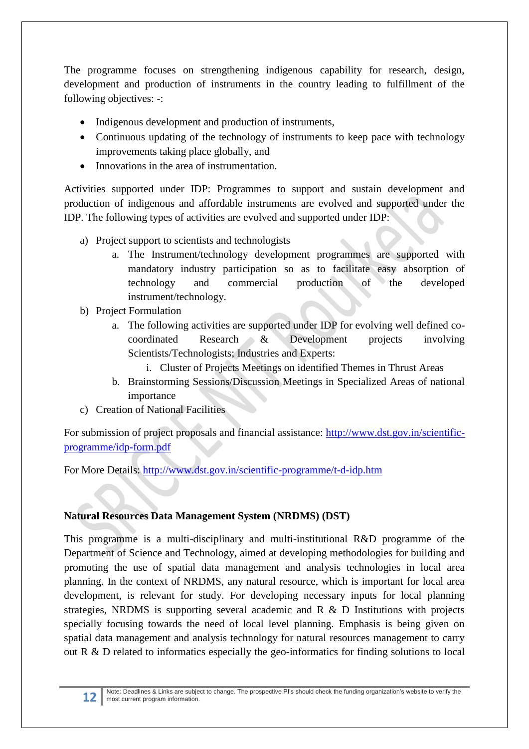The programme focuses on strengthening indigenous capability for research, design, development and production of instruments in the country leading to fulfillment of the following objectives: -:

- Indigenous development and production of instruments,
- Continuous updating of the technology of instruments to keep pace with technology improvements taking place globally, and
- Innovations in the area of instrumentation.

Activities supported under IDP: Programmes to support and sustain development and production of indigenous and affordable instruments are evolved and supported under the IDP. The following types of activities are evolved and supported under IDP:

a) Project support to scientists and technologists
    a. The Instrument/technology development programmes are supported with mandatory industry participation so as to facilitate easy absorption of technology and commercial production of the developed instrument/technology.
b) Project Formulation
    a. The following activities are supported under IDP for evolving well defined co-coordinated Research & Development projects involving Scientists/Technologists; Industries and Experts:
        i. Cluster of Projects Meetings on identified Themes in Thrust Areas
    b. Brainstorming Sessions/Discussion Meetings in Specialized Areas of national importance
c) Creation of National Facilities

For submission of project proposals and financial assistance: http://www.dst.gov.in/scientific-programme/idp-form.pdf

For More Details: http://www.dst.gov.in/scientific-programme/t-d-idp.htm

**Natural Resources Data Management System (NRDMS) (DST)**

This programme is a multi-disciplinary and multi-institutional R&D programme of the Department of Science and Technology, aimed at developing methodologies for building and promoting the use of spatial data management and analysis technologies in local area planning. In the context of NRDMS, any natural resource, which is important for local area development, is relevant for study. For developing necessary inputs for local planning strategies, NRDMS is supporting several academic and R & D Institutions with projects specially focusing towards the need of local level planning. Emphasis is being given on spatial data management and analysis technology for natural resources management to carry out R & D related to informatics especially the geo-informatics for finding solutions to local

Note: Deadlines & Links are subject to change. The prospective PI's should check the funding organization's website to verify the most current program information.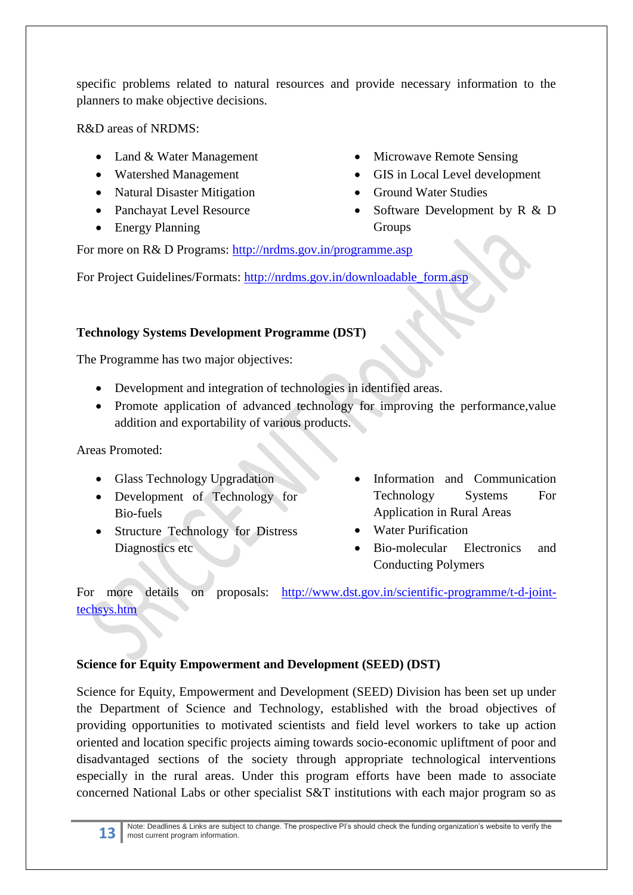specific problems related to natural resources and provide necessary information to the planners to make objective decisions.

R&D areas of NRDMS:

- Land & Water Management
- Watershed Management
- Natural Disaster Mitigation
- Panchayat Level Resource
- Energy Planning
- Microwave Remote Sensing
- GIS in Local Level development
- Ground Water Studies
- Software Development by R & D Groups

For more on R& D Programs: [http://nrdms.gov.in/programme.asp](http://nrdms.gov.in/programme.asp)

For Project Guidelines/Formats: [http://nrdms.gov.in/downloadable_form.asp](http://nrdms.gov.in/downloadable_form.asp)

**Technology Systems Development Programme (DST)**

The Programme has two major objectives:

- Development and integration of technologies in identified areas.
- Promote application of advanced technology for improving the performance,value addition and exportability of various products.

Areas Promoted:

- Glass Technology Upgradation
- Development of Technology for Bio-fuels
- Structure Technology for Distress Diagnostics etc
- Information and Communication Technology Systems For Application in Rural Areas
- Water Purification
- Bio-molecular Electronics and Conducting Polymers

For more details on proposals: [http://www.dst.gov.in/scientific-programme/t-d-joint-techsys.htm](http://www.dst.gov.in/scientific-programme/t-d-joint-techsys.htm)

**Science for Equity Empowerment and Development (SEED) (DST)**

Science for Equity, Empowerment and Development (SEED) Division has been set up under the Department of Science and Technology, established with the broad objectives of providing opportunities to motivated scientists and field level workers to take up action oriented and location specific projects aiming towards socio-economic upliftment of poor and disadvantaged sections of the society through appropriate technological interventions especially in the rural areas. Under this program efforts have been made to associate concerned National Labs or other specialist S&T institutions with each major program so as

Note: Deadlines & Links are subject to change. The prospective PI's should check the funding organization's website to verify the most current program information.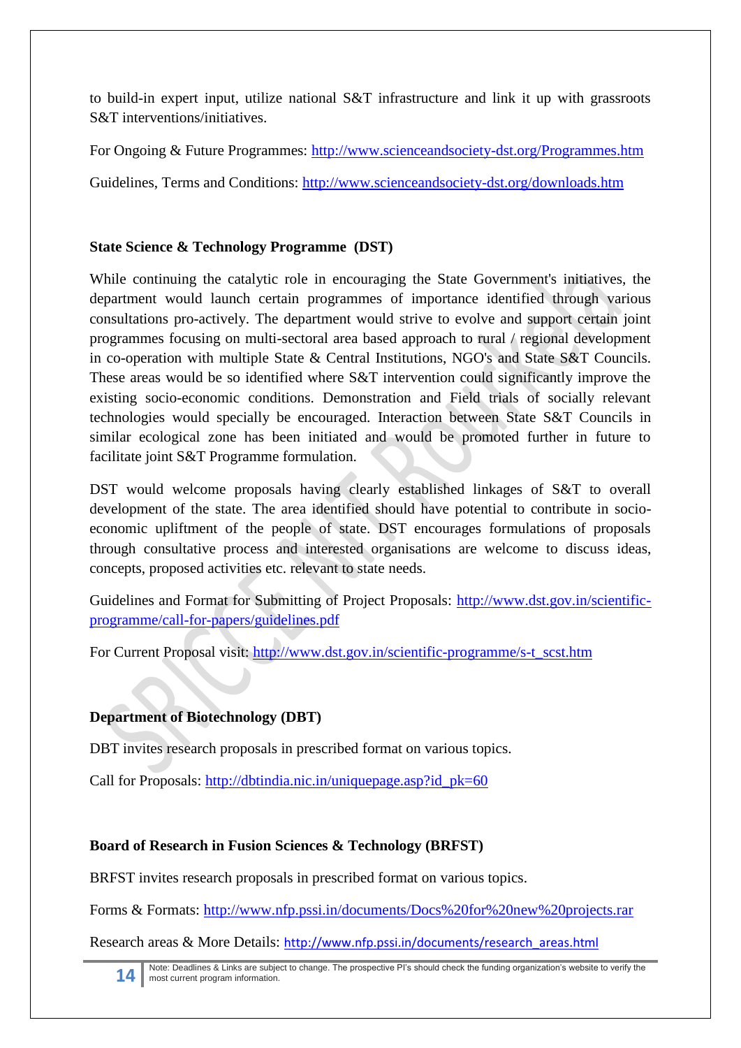to build-in expert input, utilize national S&T infrastructure and link it up with grassroots S&T interventions/initiatives.

For Ongoing & Future Programmes: http://www.scienceandsociety-dst.org/Programmes.htm

Guidelines, Terms and Conditions: http://www.scienceandsociety-dst.org/downloads.htm

**State Science & Technology Programme (DST)**

While continuing the catalytic role in encouraging the State Government's initiatives, the department would launch certain programmes of importance identified through various consultations pro-actively. The department would strive to evolve and support certain joint programmes focusing on multi-sectoral area based approach to rural / regional development in co-operation with multiple State & Central Institutions, NGO's and State S&T Councils. These areas would be so identified where S&T intervention could significantly improve the existing socio-economic conditions. Demonstration and Field trials of socially relevant technologies would specially be encouraged. Interaction between State S&T Councils in similar ecological zone has been initiated and would be promoted further in future to facilitate joint S&T Programme formulation.

DST would welcome proposals having clearly established linkages of S&T to overall development of the state. The area identified should have potential to contribute in socio-economic upliftment of the people of state. DST encourages formulations of proposals through consultative process and interested organisations are welcome to discuss ideas, concepts, proposed activities etc. relevant to state needs.

Guidelines and Format for Submitting of Project Proposals: http://www.dst.gov.in/scientific-programme/call-for-papers/guidelines.pdf

For Current Proposal visit: http://www.dst.gov.in/scientific-programme/s-t_scst.htm

**Department of Biotechnology (DBT)**

DBT invites research proposals in prescribed format on various topics.

Call for Proposals: http://dbtindia.nic.in/uniquepage.asp?id_pk=60

**Board of Research in Fusion Sciences & Technology (BRFST)**

BRFST invites research proposals in prescribed format on various topics.

Forms & Formats: http://www.nfp.pssi.in/documents/Docs%20for%20new%20projects.rar

Research areas & More Details: http://www.nfp.pssi.in/documents/research_areas.html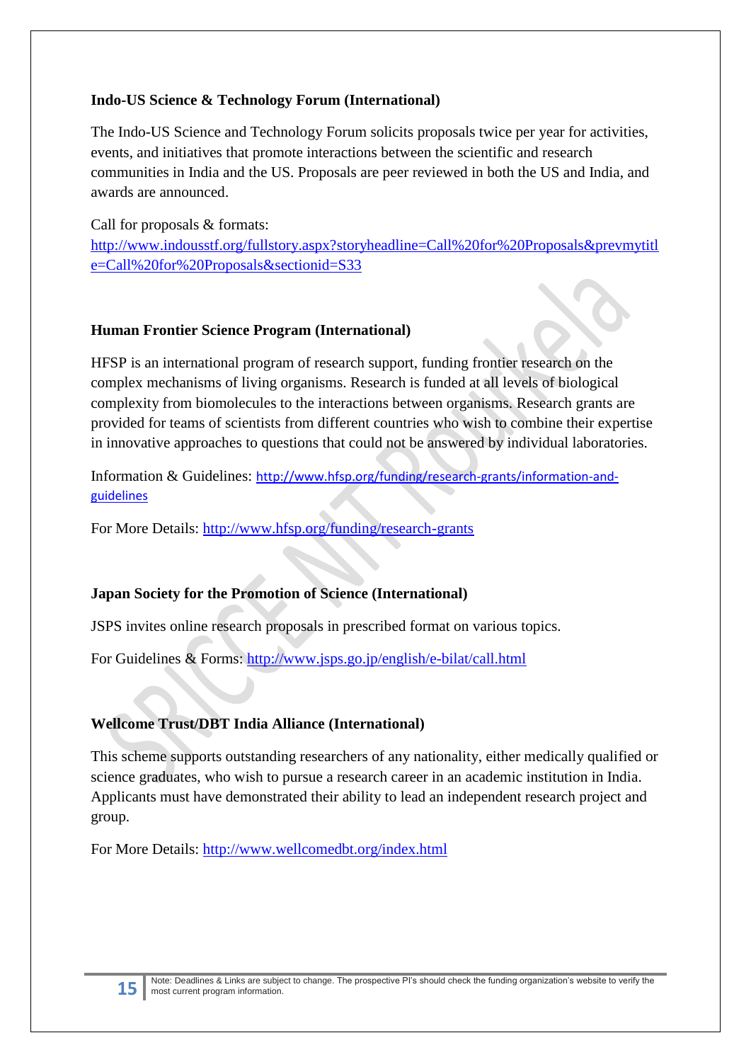**Indo-US Science & Technology Forum (International)**

The Indo-US Science and Technology Forum solicits proposals twice per year for activities, events, and initiatives that promote interactions between the scientific and research communities in India and the US. Proposals are peer reviewed in both the US and India, and awards are announced.

Call for proposals & formats:
http://www.indousstf.org/fullstory.aspx?storyheadline=Call%20for%20Proposals&prevmytitle=Call%20for%20Proposals&sectionid=S33

**Human Frontier Science Program (International)**

HFSP is an international program of research support, funding frontier research on the complex mechanisms of living organisms. Research is funded at all levels of biological complexity from biomolecules to the interactions between organisms. Research grants are provided for teams of scientists from different countries who wish to combine their expertise in innovative approaches to questions that could not be answered by individual laboratories.

Information & Guidelines: http://www.hfsp.org/funding/research-grants/information-and-guidelines

For More Details: http://www.hfsp.org/funding/research-grants

**Japan Society for the Promotion of Science (International)**

JSPS invites online research proposals in prescribed format on various topics.

For Guidelines & Forms: http://www.jsps.go.jp/english/e-bilat/call.html

**Wellcome Trust/DBT India Alliance (International)**

This scheme supports outstanding researchers of any nationality, either medically qualified or science graduates, who wish to pursue a research career in an academic institution in India. Applicants must have demonstrated their ability to lead an independent research project and group.

For More Details: http://www.wellcomedbt.org/index.html

Note: Deadlines & Links are subject to change. The prospective PI's should check the funding organization's website to verify the most current program information.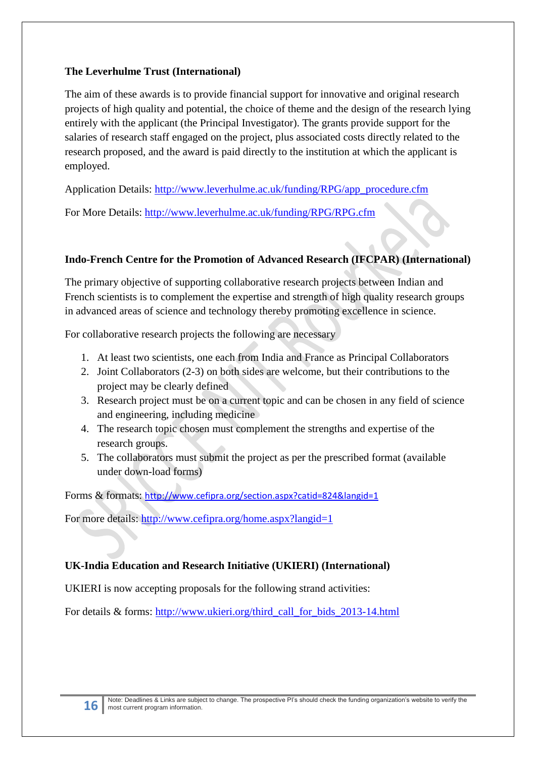**The Leverhulme Trust (International)**

The aim of these awards is to provide financial support for innovative and original research projects of high quality and potential, the choice of theme and the design of the research lying entirely with the applicant (the Principal Investigator). The grants provide support for the salaries of research staff engaged on the project, plus associated costs directly related to the research proposed, and the award is paid directly to the institution at which the applicant is employed.

Application Details: http://www.leverhulme.ac.uk/funding/RPG/app_procedure.cfm

For More Details: http://www.leverhulme.ac.uk/funding/RPG/RPG.cfm

**Indo-French Centre for the Promotion of Advanced Research (IFCPAR) (International)**

The primary objective of supporting collaborative research projects between Indian and French scientists is to complement the expertise and strength of high quality research groups in advanced areas of science and technology thereby promoting excellence in science.

For collaborative research projects the following are necessary

1. At least two scientists, one each from India and France as Principal Collaborators
2. Joint Collaborators (2-3) on both sides are welcome, but their contributions to the project may be clearly defined
3. Research project must be on a current topic and can be chosen in any field of science and engineering, including medicine
4. The research topic chosen must complement the strengths and expertise of the research groups.
5. The collaborators must submit the project as per the prescribed format (available under down-load forms)

Forms & formats: http://www.cefipra.org/section.aspx?catid=824&langid=1

For more details: http://www.cefipra.org/home.aspx?langid=1

**UK-India Education and Research Initiative (UKIERI) (International)**

UKIERI is now accepting proposals for the following strand activities:

For details & forms: http://www.ukieri.org/third_call_for_bids_2013-14.html

Note: Deadlines & Links are subject to change. The prospective PI's should check the funding organization's website to verify the most current program information.